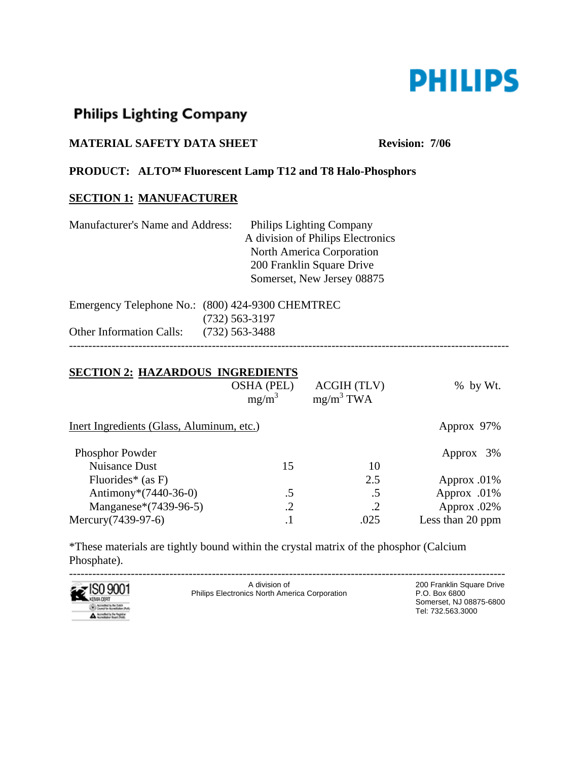PHILIPS

**Philips Lighting Company**

**MATERIAL SAFETY DATA SHEET** **Revision: 7/06**

**PRODUCT: ALTO™ Fluorescent Lamp T12 and T8 Halo-Phosphors**

## SECTION 1: MANUFACTURER

Manufacturer's Name and Address: Philips Lighting Company
A division of Philips Electronics
North America Corporation
200 Franklin Square Drive
Somerset, New Jersey 08875

Emergency Telephone No.: (800) 424-9300 CHEMTREC
(732) 563-3197

Other Information Calls: (732) 563-3488

---

## SECTION 2: HAZARDOUS INGREDIENTS

| | OSHA (PEL) mg/m$^3$ | ACGIH (TLV) mg/m$^3$ TWA | % by Wt. |
|---|---|---|---|
| Inert Ingredients (Glass, Aluminum, etc.) | | | Approx 97% |
| Phosphor Powder | | | Approx 3% |
| Nuisance Dust | 15 | 10 | |
| Fluorides* (as F) | | 2.5 | Approx .01% |
| Antimony*(7440-36-0) | .5 | .5 | Approx .01% |
| Manganese*(7439-96-5) | .2 | .2 | Approx .02% |
| Mercury(7439-97-6) | .1 | .025 | Less than 20 ppm |

*These materials are tightly bound within the crystal matrix of the phosphor (Calcium Phosphate).

---

ISO 9001 KEMA CERT

A division of
Philips Electronics North America Corporation

200 Franklin Square Drive
P.O. Box 6800
Somerset, NJ 08875-6800
Tel: 732.563.3000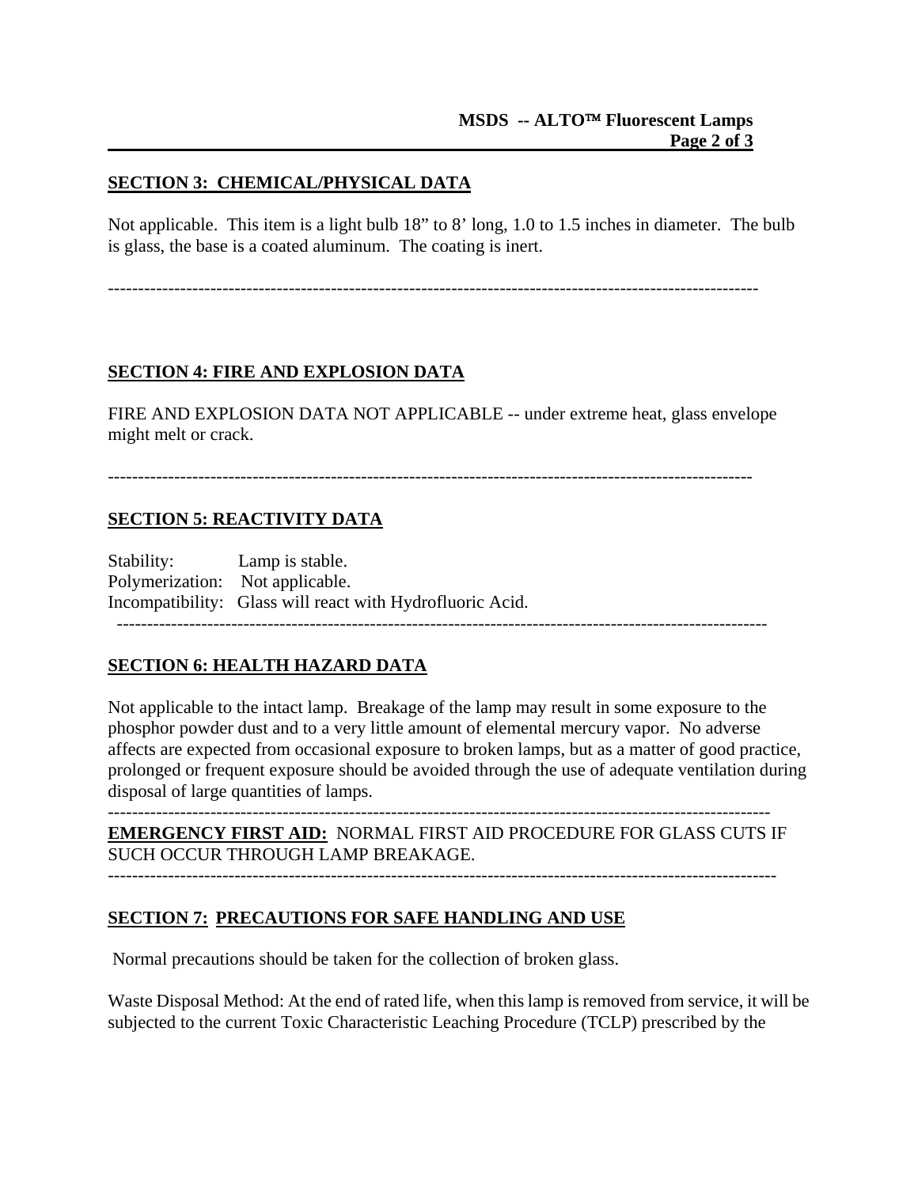## SECTION 3: CHEMICAL/PHYSICAL DATA

Not applicable. This item is a light bulb 18" to 8' long, 1.0 to 1.5 inches in diameter. The bulb is glass, the base is a coated aluminum. The coating is inert.

---

## SECTION 4: FIRE AND EXPLOSION DATA

FIRE AND EXPLOSION DATA NOT APPLICABLE -- under extreme heat, glass envelope might melt or crack.

---

## SECTION 5: REACTIVITY DATA

Stability: Lamp is stable.
Polymerization: Not applicable.
Incompatibility: Glass will react with Hydrofluoric Acid.

---

## SECTION 6: HEALTH HAZARD DATA

Not applicable to the intact lamp. Breakage of the lamp may result in some exposure to the phosphor powder dust and to a very little amount of elemental mercury vapor. No adverse affects are expected from occasional exposure to broken lamps, but as a matter of good practice, prolonged or frequent exposure should be avoided through the use of adequate ventilation during disposal of large quantities of lamps.

---

**EMERGENCY FIRST AID:** NORMAL FIRST AID PROCEDURE FOR GLASS CUTS IF SUCH OCCUR THROUGH LAMP BREAKAGE.

---

## SECTION 7: PRECAUTIONS FOR SAFE HANDLING AND USE

Normal precautions should be taken for the collection of broken glass.

Waste Disposal Method: At the end of rated life, when this lamp is removed from service, it will be subjected to the current Toxic Characteristic Leaching Procedure (TCLP) prescribed by the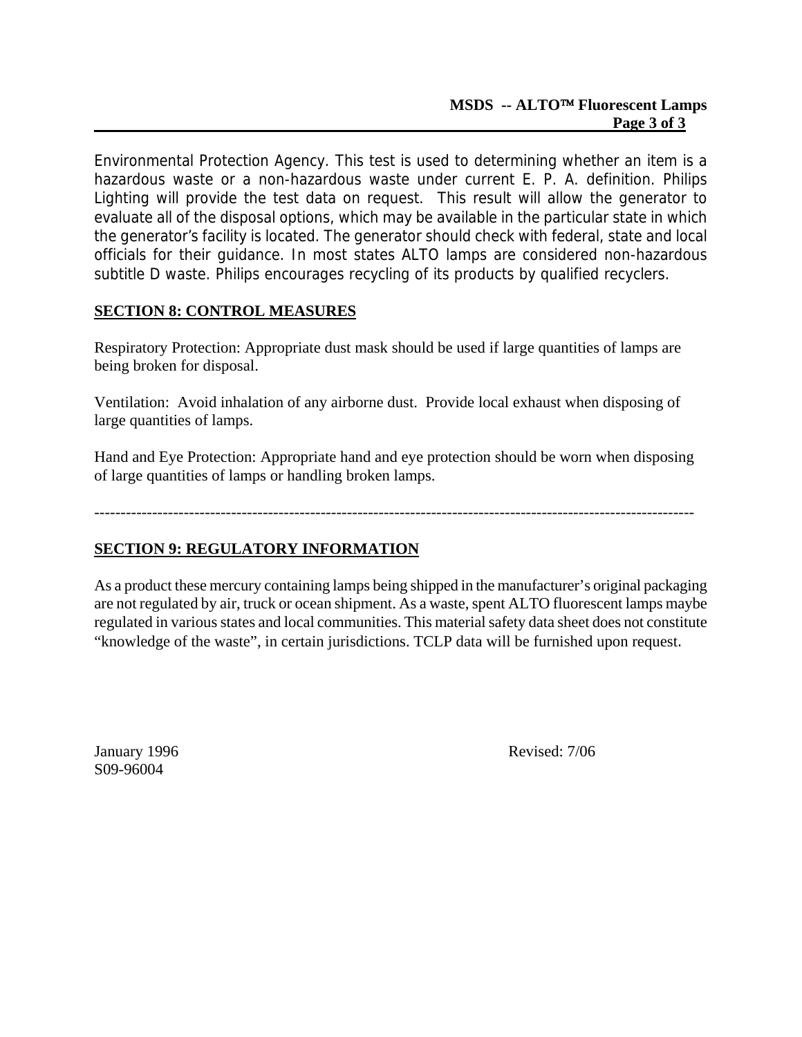Environmental Protection Agency. This test is used to determining whether an item is a hazardous waste or a non-hazardous waste under current E. P. A. definition. Philips Lighting will provide the test data on request. This result will allow the generator to evaluate all of the disposal options, which may be available in the particular state in which the generator's facility is located. The generator should check with federal, state and local officials for their guidance. In most states ALTO lamps are considered non-hazardous subtitle D waste. Philips encourages recycling of its products by qualified recyclers.

## SECTION 8: CONTROL MEASURES

Respiratory Protection: Appropriate dust mask should be used if large quantities of lamps are being broken for disposal.

Ventilation: Avoid inhalation of any airborne dust. Provide local exhaust when disposing of large quantities of lamps.

Hand and Eye Protection: Appropriate hand and eye protection should be worn when disposing of large quantities of lamps or handling broken lamps.

---

## SECTION 9: REGULATORY INFORMATION

As a product these mercury containing lamps being shipped in the manufacturer's original packaging are not regulated by air, truck or ocean shipment. As a waste, spent ALTO fluorescent lamps maybe regulated in various states and local communities. This material safety data sheet does not constitute "knowledge of the waste", in certain jurisdictions. TCLP data will be furnished upon request.

January 1996 Revised: 7/06

S09-96004